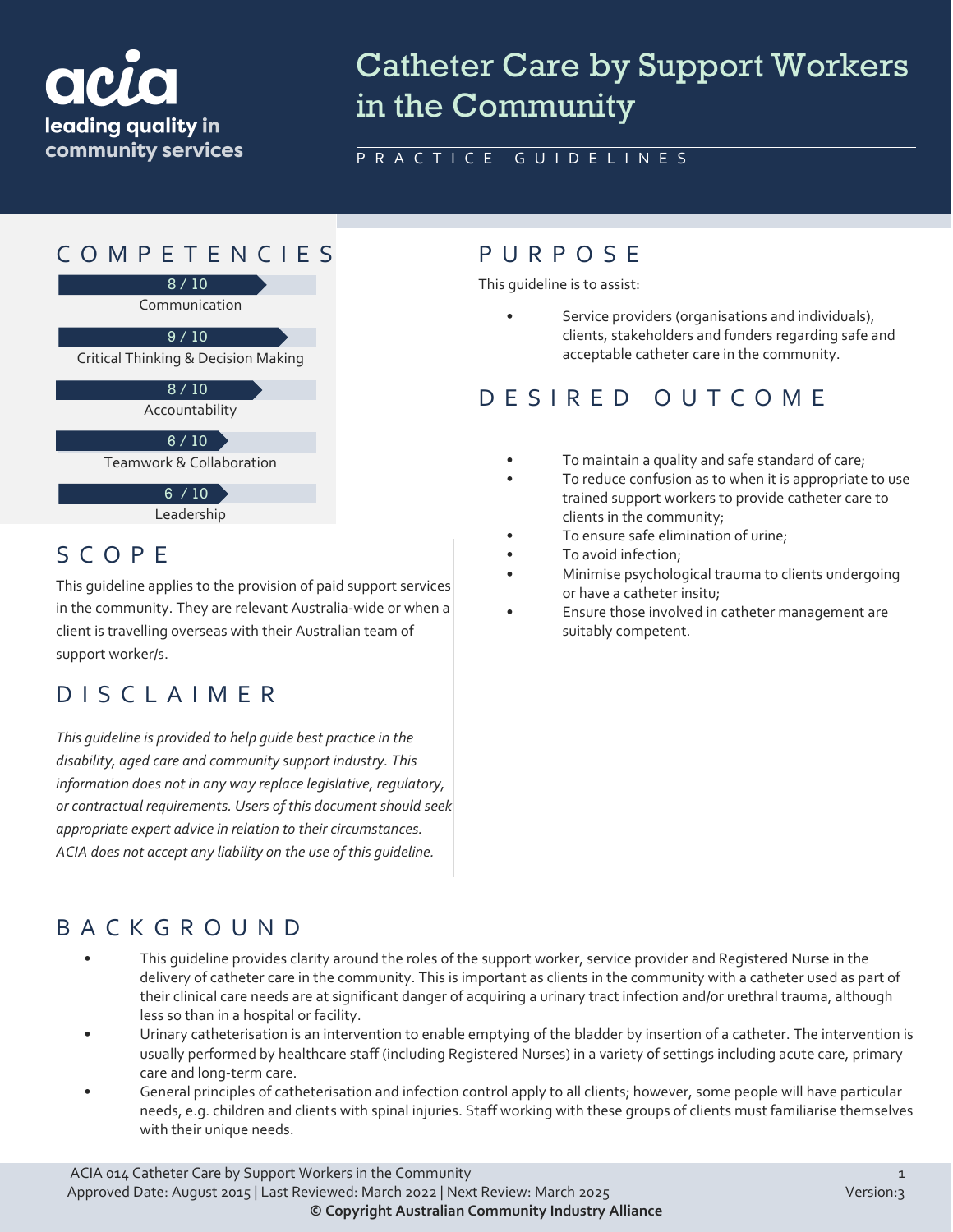acia
leading quality in
community services

# Catheter Care by Support Workers in the Community

PRACTICE GUIDELINES

## COMPETENCIES

8 / 10
Communication

9 / 10
Critical Thinking & Decision Making

8 / 10
Accountability

6 / 10
Teamwork & Collaboration

6 / 10
Leadership

## SCOPE

This guideline applies to the provision of paid support services in the community. They are relevant Australia-wide or when a client is travelling overseas with their Australian team of support worker/s.

## DISCLAIMER

*This guideline is provided to help guide best practice in the disability, aged care and community support industry. This information does not in any way replace legislative, regulatory, or contractual requirements. Users of this document should seek appropriate expert advice in relation to their circumstances. ACIA does not accept any liability on the use of this guideline.*

## PURPOSE

This guideline is to assist:

- Service providers (organisations and individuals), clients, stakeholders and funders regarding safe and acceptable catheter care in the community.

## DESIRED OUTCOME

- To maintain a quality and safe standard of care;
- To reduce confusion as to when it is appropriate to use trained support workers to provide catheter care to clients in the community;
- To ensure safe elimination of urine;
- To avoid infection;
- Minimise psychological trauma to clients undergoing or have a catheter insitu;
- Ensure those involved in catheter management are suitably competent.

## BACKGROUND

- This guideline provides clarity around the roles of the support worker, service provider and Registered Nurse in the delivery of catheter care in the community. This is important as clients in the community with a catheter used as part of their clinical care needs are at significant danger of acquiring a urinary tract infection and/or urethral trauma, although less so than in a hospital or facility.
- Urinary catheterisation is an intervention to enable emptying of the bladder by insertion of a catheter. The intervention is usually performed by healthcare staff (including Registered Nurses) in a variety of settings including acute care, primary care and long-term care.
- General principles of catheterisation and infection control apply to all clients; however, some people will have particular needs, e.g. children and clients with spinal injuries. Staff working with these groups of clients must familiarise themselves with their unique needs.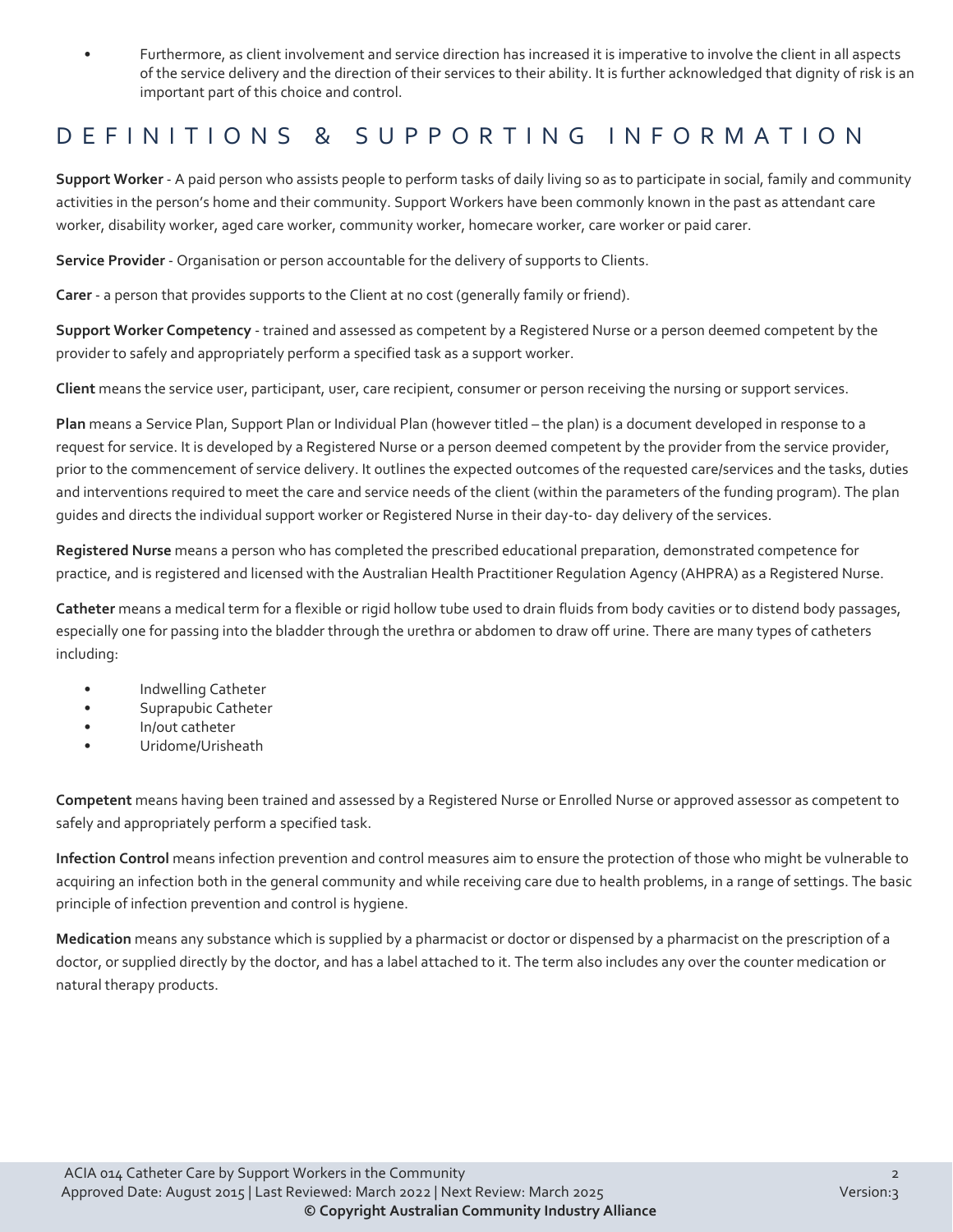- Furthermore, as client involvement and service direction has increased it is imperative to involve the client in all aspects of the service delivery and the direction of their services to their ability. It is further acknowledged that dignity of risk is an important part of this choice and control.

# DEFINITIONS & SUPPORTING INFORMATION

**Support Worker** - A paid person who assists people to perform tasks of daily living so as to participate in social, family and community activities in the person's home and their community. Support Workers have been commonly known in the past as attendant care worker, disability worker, aged care worker, community worker, homecare worker, care worker or paid carer.

**Service Provider** - Organisation or person accountable for the delivery of supports to Clients.

**Carer** - a person that provides supports to the Client at no cost (generally family or friend).

**Support Worker Competency** - trained and assessed as competent by a Registered Nurse or a person deemed competent by the provider to safely and appropriately perform a specified task as a support worker.

**Client** means the service user, participant, user, care recipient, consumer or person receiving the nursing or support services.

**Plan** means a Service Plan, Support Plan or Individual Plan (however titled – the plan) is a document developed in response to a request for service. It is developed by a Registered Nurse or a person deemed competent by the provider from the service provider, prior to the commencement of service delivery. It outlines the expected outcomes of the requested care/services and the tasks, duties and interventions required to meet the care and service needs of the client (within the parameters of the funding program). The plan guides and directs the individual support worker or Registered Nurse in their day-to- day delivery of the services.

**Registered Nurse** means a person who has completed the prescribed educational preparation, demonstrated competence for practice, and is registered and licensed with the Australian Health Practitioner Regulation Agency (AHPRA) as a Registered Nurse.

**Catheter** means a medical term for a flexible or rigid hollow tube used to drain fluids from body cavities or to distend body passages, especially one for passing into the bladder through the urethra or abdomen to draw off urine. There are many types of catheters including:

- Indwelling Catheter
- Suprapubic Catheter
- In/out catheter
- Uridome/Urisheath

**Competent** means having been trained and assessed by a Registered Nurse or Enrolled Nurse or approved assessor as competent to safely and appropriately perform a specified task.

**Infection Control** means infection prevention and control measures aim to ensure the protection of those who might be vulnerable to acquiring an infection both in the general community and while receiving care due to health problems, in a range of settings. The basic principle of infection prevention and control is hygiene.

**Medication** means any substance which is supplied by a pharmacist or doctor or dispensed by a pharmacist on the prescription of a doctor, or supplied directly by the doctor, and has a label attached to it. The term also includes any over the counter medication or natural therapy products.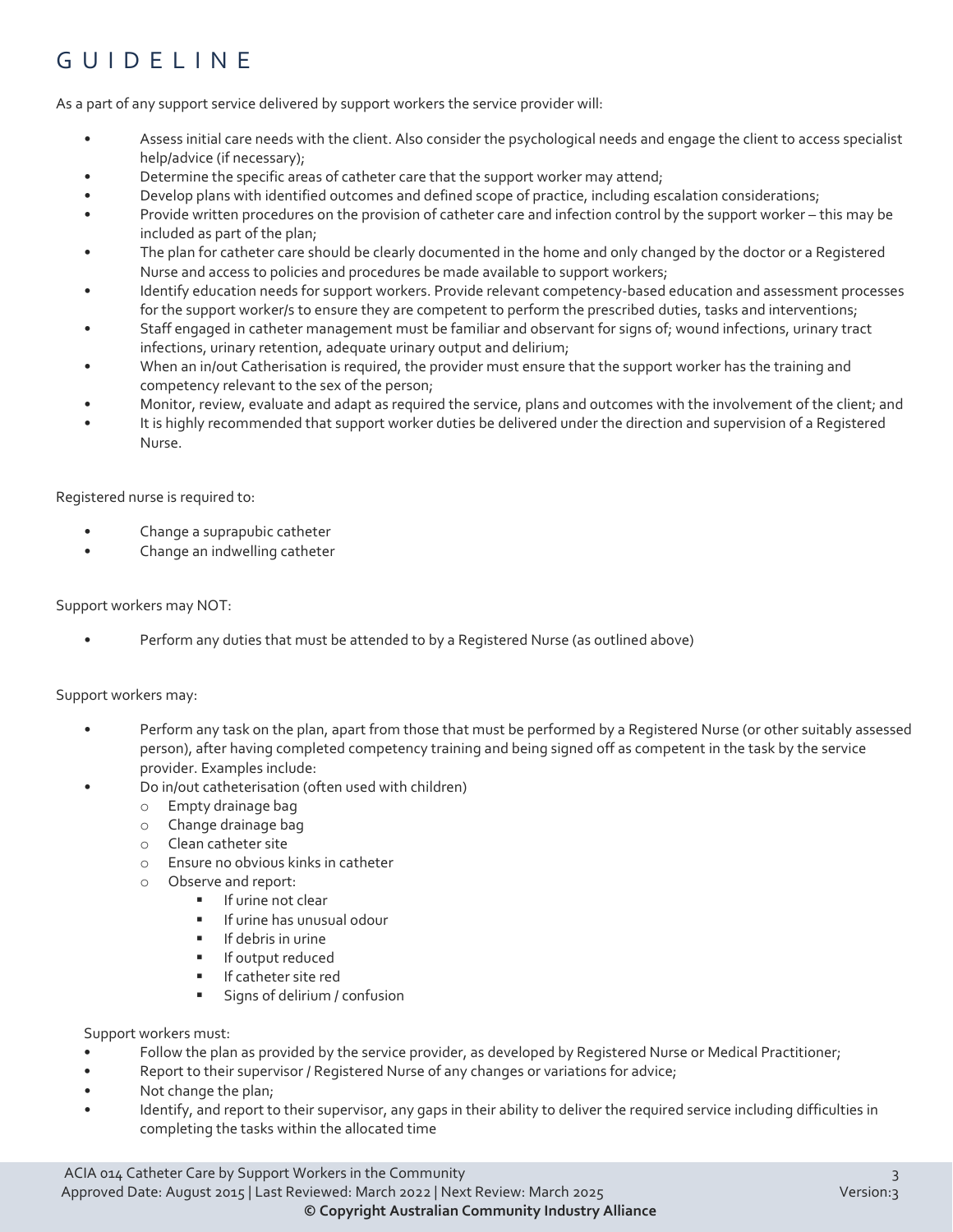# GUIDELINE

As a part of any support service delivered by support workers the service provider will:

- Assess initial care needs with the client. Also consider the psychological needs and engage the client to access specialist help/advice (if necessary);
- Determine the specific areas of catheter care that the support worker may attend;
- Develop plans with identified outcomes and defined scope of practice, including escalation considerations;
- Provide written procedures on the provision of catheter care and infection control by the support worker – this may be included as part of the plan;
- The plan for catheter care should be clearly documented in the home and only changed by the doctor or a Registered Nurse and access to policies and procedures be made available to support workers;
- Identify education needs for support workers. Provide relevant competency-based education and assessment processes for the support worker/s to ensure they are competent to perform the prescribed duties, tasks and interventions;
- Staff engaged in catheter management must be familiar and observant for signs of; wound infections, urinary tract infections, urinary retention, adequate urinary output and delirium;
- When an in/out Catherisation is required, the provider must ensure that the support worker has the training and competency relevant to the sex of the person;
- Monitor, review, evaluate and adapt as required the service, plans and outcomes with the involvement of the client; and
- It is highly recommended that support worker duties be delivered under the direction and supervision of a Registered Nurse.

Registered nurse is required to:

- Change a suprapubic catheter
- Change an indwelling catheter

Support workers may NOT:

- Perform any duties that must be attended to by a Registered Nurse (as outlined above)

Support workers may:

- Perform any task on the plan, apart from those that must be performed by a Registered Nurse (or other suitably assessed person), after having completed competency training and being signed off as competent in the task by the service provider. Examples include:
- Do in/out catheterisation (often used with children)
  - Empty drainage bag
  - Change drainage bag
  - Clean catheter site
  - Ensure no obvious kinks in catheter
  - Observe and report:
    - If urine not clear
    - If urine has unusual odour
    - If debris in urine
    - If output reduced
    - If catheter site red
    - Signs of delirium / confusion

Support workers must:

- Follow the plan as provided by the service provider, as developed by Registered Nurse or Medical Practitioner;
- Report to their supervisor / Registered Nurse of any changes or variations for advice;
- Not change the plan;
- Identify, and report to their supervisor, any gaps in their ability to deliver the required service including difficulties in completing the tasks within the allocated time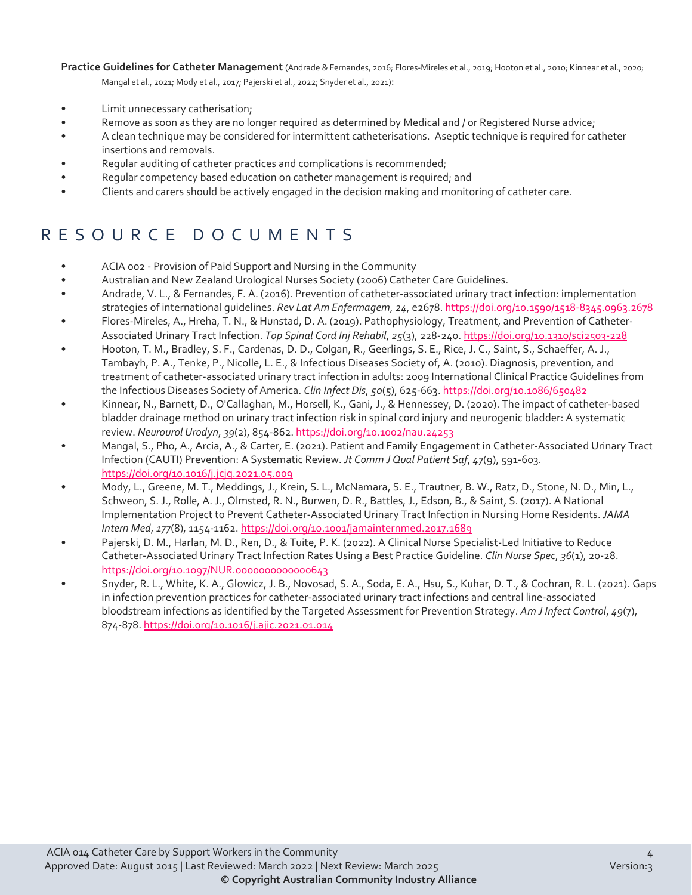**Practice Guidelines for Catheter Management** (Andrade & Fernandes, 2016; Flores-Mireles et al., 2019; Hooton et al., 2010; Kinnear et al., 2020; Mangal et al., 2021; Mody et al., 2017; Pajerski et al., 2022; Snyder et al., 2021):

- Limit unnecessary catherisation;
- Remove as soon as they are no longer required as determined by Medical and / or Registered Nurse advice;
- A clean technique may be considered for intermittent catheterisations. Aseptic technique is required for catheter insertions and removals.
- Regular auditing of catheter practices and complications is recommended;
- Regular competency based education on catheter management is required; and
- Clients and carers should be actively engaged in the decision making and monitoring of catheter care.

# RESOURCE DOCUMENTS

- ACIA 002 - Provision of Paid Support and Nursing in the Community
- Australian and New Zealand Urological Nurses Society (2006) Catheter Care Guidelines.
- Andrade, V. L., & Fernandes, F. A. (2016). Prevention of catheter-associated urinary tract infection: implementation strategies of international guidelines. *Rev Lat Am Enfermagem*, *24*, e2678. https://doi.org/10.1590/1518-8345.0963.2678
- Flores-Mireles, A., Hreha, T. N., & Hunstad, D. A. (2019). Pathophysiology, Treatment, and Prevention of Catheter-Associated Urinary Tract Infection. *Top Spinal Cord Inj Rehabil*, *25*(3), 228-240. https://doi.org/10.1310/sci2503-228
- Hooton, T. M., Bradley, S. F., Cardenas, D. D., Colgan, R., Geerlings, S. E., Rice, J. C., Saint, S., Schaeffer, A. J., Tambayh, P. A., Tenke, P., Nicolle, L. E., & Infectious Diseases Society of, A. (2010). Diagnosis, prevention, and treatment of catheter-associated urinary tract infection in adults: 2009 International Clinical Practice Guidelines from the Infectious Diseases Society of America. *Clin Infect Dis*, *50*(5), 625-663. https://doi.org/10.1086/650482
- Kinnear, N., Barnett, D., O'Callaghan, M., Horsell, K., Gani, J., & Hennessey, D. (2020). The impact of catheter-based bladder drainage method on urinary tract infection risk in spinal cord injury and neurogenic bladder: A systematic review. *Neurourol Urodyn*, *39*(2), 854-862. https://doi.org/10.1002/nau.24253
- Mangal, S., Pho, A., Arcia, A., & Carter, E. (2021). Patient and Family Engagement in Catheter-Associated Urinary Tract Infection (CAUTI) Prevention: A Systematic Review. *Jt Comm J Qual Patient Saf*, *47*(9), 591-603. https://doi.org/10.1016/j.jcjq.2021.05.009
- Mody, L., Greene, M. T., Meddings, J., Krein, S. L., McNamara, S. E., Trautner, B. W., Ratz, D., Stone, N. D., Min, L., Schweon, S. J., Rolle, A. J., Olmsted, R. N., Burwen, D. R., Battles, J., Edson, B., & Saint, S. (2017). A National Implementation Project to Prevent Catheter-Associated Urinary Tract Infection in Nursing Home Residents. *JAMA Intern Med*, *177*(8), 1154-1162. https://doi.org/10.1001/jamainternmed.2017.1689
- Pajerski, D. M., Harlan, M. D., Ren, D., & Tuite, P. K. (2022). A Clinical Nurse Specialist-Led Initiative to Reduce Catheter-Associated Urinary Tract Infection Rates Using a Best Practice Guideline. *Clin Nurse Spec*, *36*(1), 20-28. https://doi.org/10.1097/NUR.0000000000000643
- Snyder, R. L., White, K. A., Glowicz, J. B., Novosad, S. A., Soda, E. A., Hsu, S., Kuhar, D. T., & Cochran, R. L. (2021). Gaps in infection prevention practices for catheter-associated urinary tract infections and central line-associated bloodstream infections as identified by the Targeted Assessment for Prevention Strategy. *Am J Infect Control*, *49*(7), 874-878. https://doi.org/10.1016/j.ajic.2021.01.014